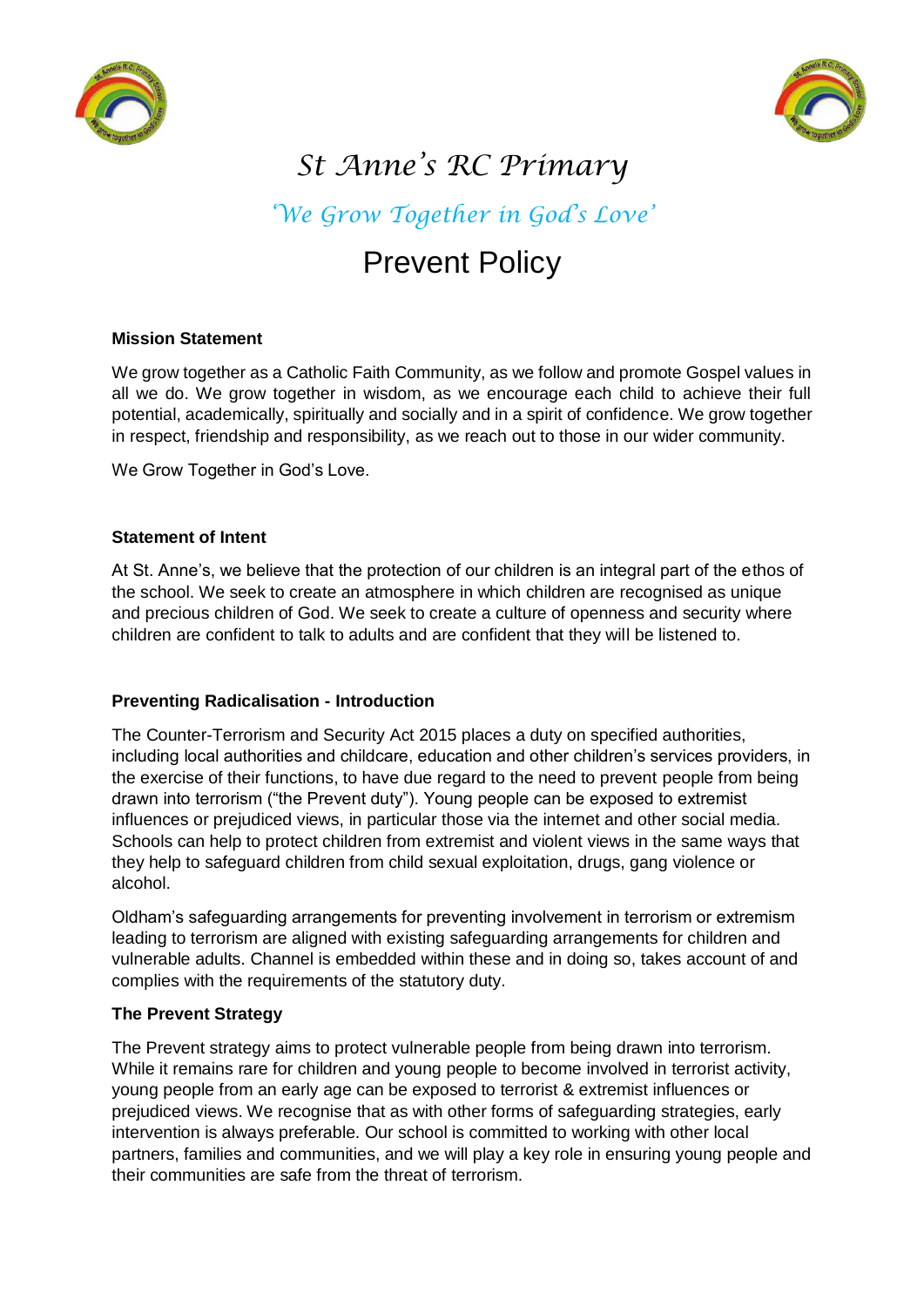# St Anne's RC Primary

*'We Grow Together in God's Love'*

## Prevent Policy

**Mission Statement**

We grow together as a Catholic Faith Community, as we follow and promote Gospel values in all we do. We grow together in wisdom, as we encourage each child to achieve their full potential, academically, spiritually and socially and in a spirit of confidence. We grow together in respect, friendship and responsibility, as we reach out to those in our wider community.

We Grow Together in God's Love.

**Statement of Intent**

At St. Anne's, we believe that the protection of our children is an integral part of the ethos of the school. We seek to create an atmosphere in which children are recognised as unique and precious children of God. We seek to create a culture of openness and security where children are confident to talk to adults and are confident that they will be listened to.

**Preventing Radicalisation - Introduction**

The Counter-Terrorism and Security Act 2015 places a duty on specified authorities, including local authorities and childcare, education and other children's services providers, in the exercise of their functions, to have due regard to the need to prevent people from being drawn into terrorism ("the Prevent duty"). Young people can be exposed to extremist influences or prejudiced views, in particular those via the internet and other social media. Schools can help to protect children from extremist and violent views in the same ways that they help to safeguard children from child sexual exploitation, drugs, gang violence or alcohol.

Oldham's safeguarding arrangements for preventing involvement in terrorism or extremism leading to terrorism are aligned with existing safeguarding arrangements for children and vulnerable adults. Channel is embedded within these and in doing so, takes account of and complies with the requirements of the statutory duty.

**The Prevent Strategy**

The Prevent strategy aims to protect vulnerable people from being drawn into terrorism. While it remains rare for children and young people to become involved in terrorist activity, young people from an early age can be exposed to terrorist & extremist influences or prejudiced views. We recognise that as with other forms of safeguarding strategies, early intervention is always preferable. Our school is committed to working with other local partners, families and communities, and we will play a key role in ensuring young people and their communities are safe from the threat of terrorism.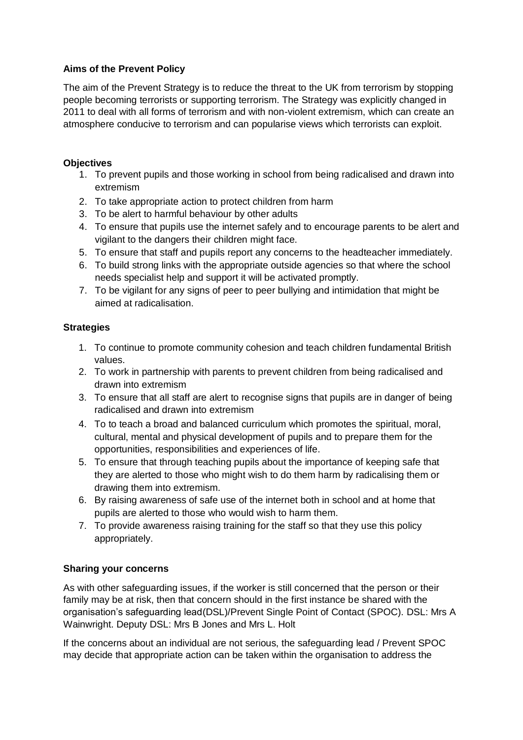**Aims of the Prevent Policy**

The aim of the Prevent Strategy is to reduce the threat to the UK from terrorism by stopping people becoming terrorists or supporting terrorism. The Strategy was explicitly changed in 2011 to deal with all forms of terrorism and with non-violent extremism, which can create an atmosphere conducive to terrorism and can popularise views which terrorists can exploit.

**Objectives**

1. To prevent pupils and those working in school from being radicalised and drawn into extremism
2. To take appropriate action to protect children from harm
3. To be alert to harmful behaviour by other adults
4. To ensure that pupils use the internet safely and to encourage parents to be alert and vigilant to the dangers their children might face.
5. To ensure that staff and pupils report any concerns to the headteacher immediately.
6. To build strong links with the appropriate outside agencies so that where the school needs specialist help and support it will be activated promptly.
7. To be vigilant for any signs of peer to peer bullying and intimidation that might be aimed at radicalisation.

**Strategies**

1. To continue to promote community cohesion and teach children fundamental British values.
2. To work in partnership with parents to prevent children from being radicalised and drawn into extremism
3. To ensure that all staff are alert to recognise signs that pupils are in danger of being radicalised and drawn into extremism
4. To to teach a broad and balanced curriculum which promotes the spiritual, moral, cultural, mental and physical development of pupils and to prepare them for the opportunities, responsibilities and experiences of life.
5. To ensure that through teaching pupils about the importance of keeping safe that they are alerted to those who might wish to do them harm by radicalising them or drawing them into extremism.
6. By raising awareness of safe use of the internet both in school and at home that pupils are alerted to those who would wish to harm them.
7. To provide awareness raising training for the staff so that they use this policy appropriately.

**Sharing your concerns**

As with other safeguarding issues, if the worker is still concerned that the person or their family may be at risk, then that concern should in the first instance be shared with the organisation's safeguarding lead(DSL)/Prevent Single Point of Contact (SPOC). DSL: Mrs A Wainwright. Deputy DSL: Mrs B Jones and Mrs L. Holt

If the concerns about an individual are not serious, the safeguarding lead / Prevent SPOC may decide that appropriate action can be taken within the organisation to address the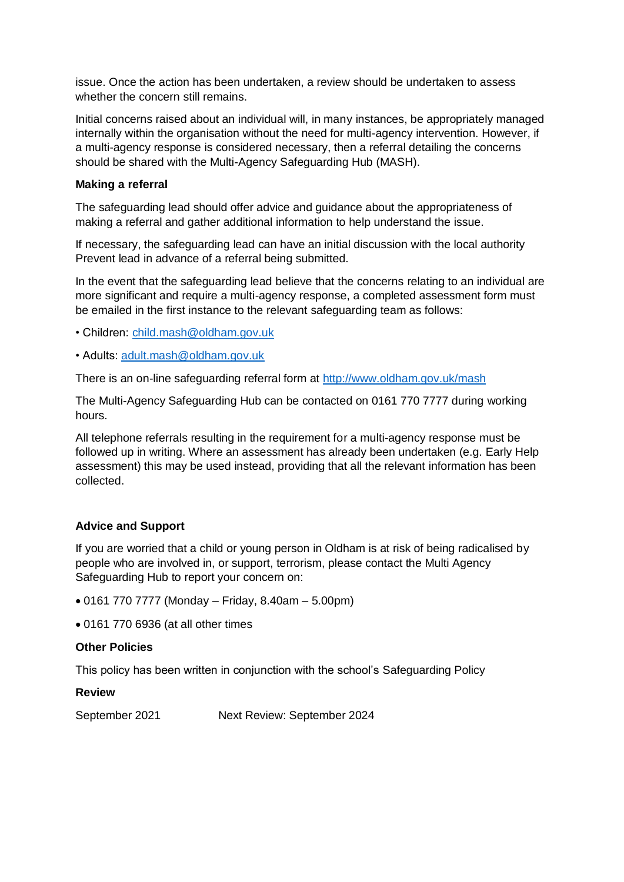issue. Once the action has been undertaken, a review should be undertaken to assess whether the concern still remains.

Initial concerns raised about an individual will, in many instances, be appropriately managed internally within the organisation without the need for multi-agency intervention. However, if a multi-agency response is considered necessary, then a referral detailing the concerns should be shared with the Multi-Agency Safeguarding Hub (MASH).

**Making a referral**

The safeguarding lead should offer advice and guidance about the appropriateness of making a referral and gather additional information to help understand the issue.

If necessary, the safeguarding lead can have an initial discussion with the local authority Prevent lead in advance of a referral being submitted.

In the event that the safeguarding lead believe that the concerns relating to an individual are more significant and require a multi-agency response, a completed assessment form must be emailed in the first instance to the relevant safeguarding team as follows:

- Children: child.mash@oldham.gov.uk
- Adults: adult.mash@oldham.gov.uk

There is an on-line safeguarding referral form at http://www.oldham.gov.uk/mash

The Multi-Agency Safeguarding Hub can be contacted on 0161 770 7777 during working hours.

All telephone referrals resulting in the requirement for a multi-agency response must be followed up in writing. Where an assessment has already been undertaken (e.g. Early Help assessment) this may be used instead, providing that all the relevant information has been collected.

**Advice and Support**

If you are worried that a child or young person in Oldham is at risk of being radicalised by people who are involved in, or support, terrorism, please contact the Multi Agency Safeguarding Hub to report your concern on:

- 0161 770 7777 (Monday – Friday, 8.40am – 5.00pm)
- 0161 770 6936 (at all other times

**Other Policies**

This policy has been written in conjunction with the school's Safeguarding Policy

**Review**

September 2021 Next Review: September 2024